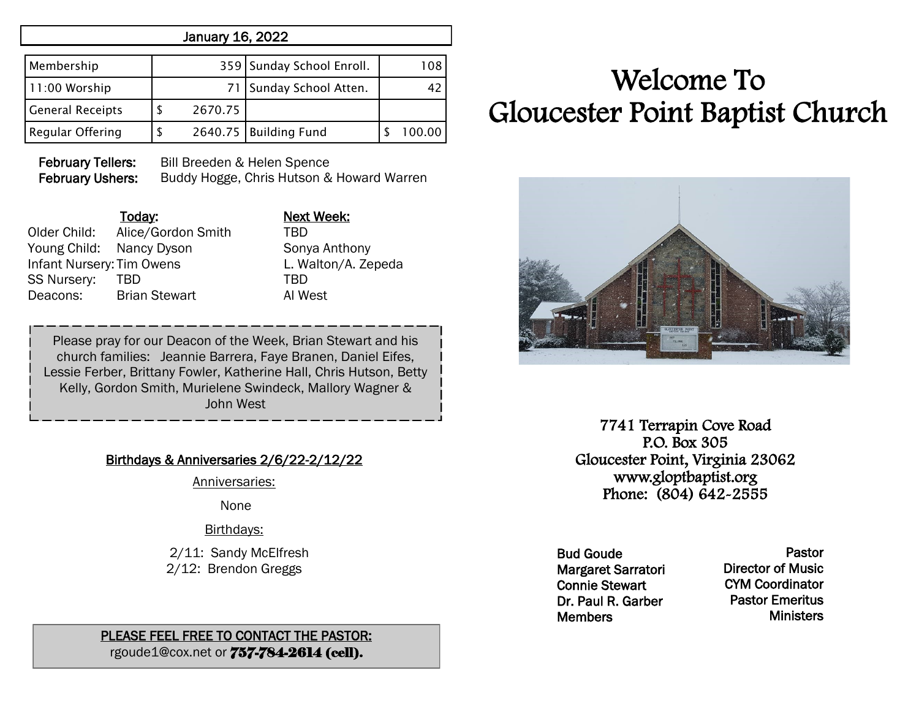## January 16, 2022

| Membership | 359 | Sunday School Enroll. | 108 |
|---|---|---|---|
| 11:00 Worship | 71 | Sunday School Atten. | 42 |
| General Receipts | $ 2670.75 | | |
| Regular Offering | $ 2640.75 | Building Fund | $ 100.00 |

**February Tellers:** Bill Breeden & Helen Spence
**February Ushers:** Buddy Hogge, Chris Hutson & Howard Warren

| | Today: | Next Week: |
|---|---|---|
| Older Child: | Alice/Gordon Smith | TBD |
| Young Child: | Nancy Dyson | Sonya Anthony |
| Infant Nursery: | Tim Owens | L. Walton/A. Zepeda |
| SS Nursery: | TBD | TBD |
| Deacons: | Brian Stewart | Al West |

Please pray for our Deacon of the Week, Brian Stewart and his church families: Jeannie Barrera, Faye Branen, Daniel Eifes, Lessie Ferber, Brittany Fowler, Katherine Hall, Chris Hutson, Betty Kelly, Gordon Smith, Murielene Swindeck, Mallory Wagner & John West

**Birthdays & Anniversaries 2/6/22-2/12/22**

Anniversaries:

None

Birthdays:

2/11: Sandy McElfresh
2/12: Brendon Greggs

**PLEASE FEEL FREE TO CONTACT THE PASTOR:**
rgoude1@cox.net or **757-784-2614 (cell).**

# Welcome To Gloucester Point Baptist Church

7741 Terrapin Cove Road
P.O. Box 305
Gloucester Point, Virginia 23062
www.gloptbaptist.org
Phone: (804) 642-2555

| | |
|---|---|
| Bud Goude | Pastor |
| Margaret Sarratori | Director of Music |
| Connie Stewart | CYM Coordinator |
| Dr. Paul R. Garber | Pastor Emeritus |
| Members | Ministers |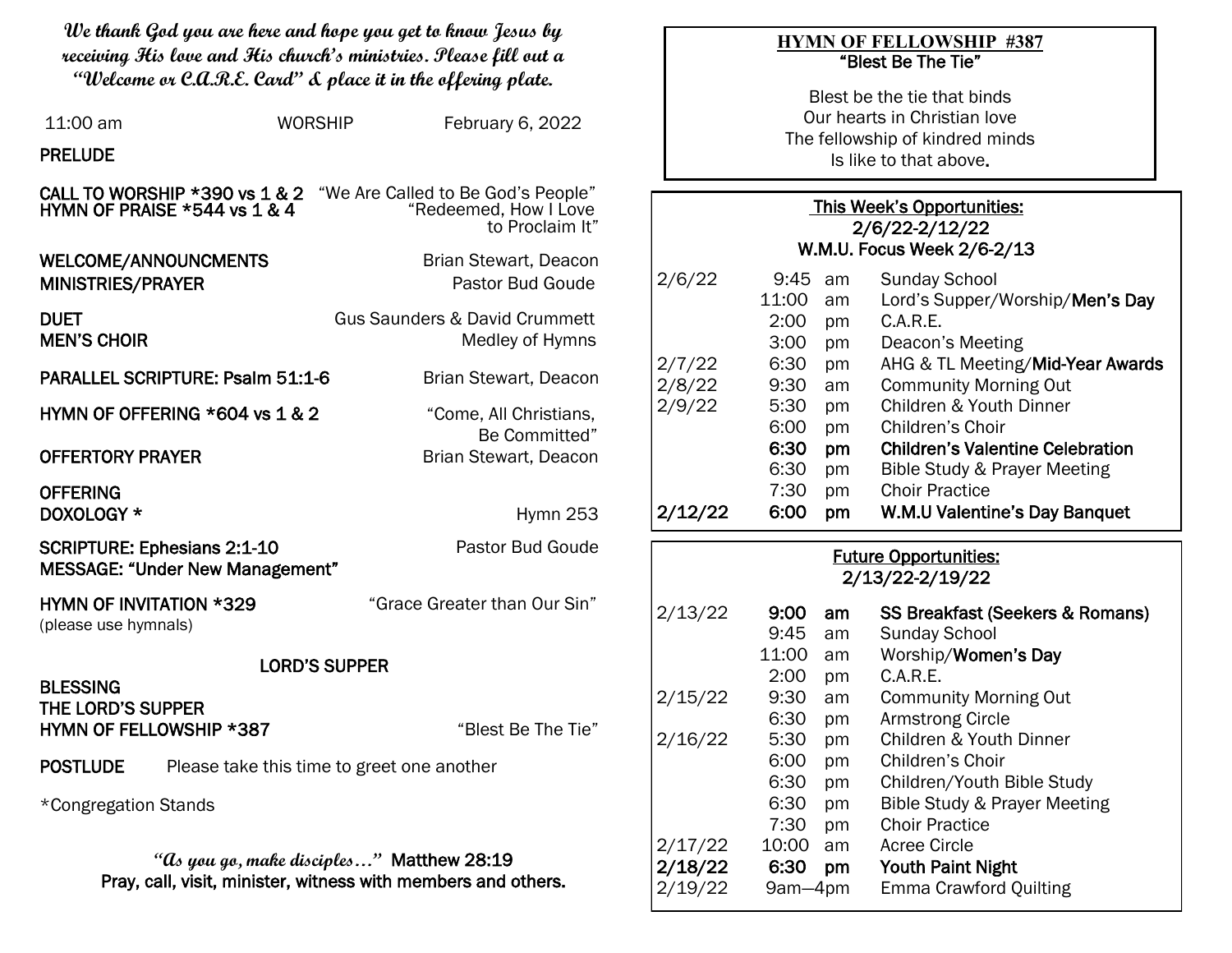***We thank God you are here and hope you get to know Jesus by receiving His love and His church's ministries. Please fill out a "Welcome or C.A.R.E. Card" & place it in the offering plate.***

| 11:00 am | WORSHIP | February 6, 2022 |
|---|---|---|

**PRELUDE**

**CALL TO WORSHIP *390 vs 1 & 2** "We Are Called to Be God's People"
**HYMN OF PRAISE *544 vs 1 & 4** "Redeemed, How I Love to Proclaim It"

**WELCOME/ANNOUNCMENTS** Brian Stewart, Deacon
**MINISTRIES/PRAYER** Pastor Bud Goude

**DUET** Gus Saunders & David Crummett
**MEN'S CHOIR** Medley of Hymns

**PARALLEL SCRIPTURE: Psalm 51:1-6** Brian Stewart, Deacon

**HYMN OF OFFERING *604 vs 1 & 2** "Come, All Christians, Be Committed"
**OFFERTORY PRAYER** Brian Stewart, Deacon

**OFFERING**
**DOXOLOGY *** Hymn 253

**SCRIPTURE: Ephesians 2:1-10** Pastor Bud Goude
**MESSAGE: "Under New Management"**

**HYMN OF INVITATION *329** "Grace Greater than Our Sin"
(please use hymnals)

**LORD'S SUPPER**

**BLESSING**
**THE LORD'S SUPPER**
**HYMN OF FELLOWSHIP *387** "Blest Be The Tie"

**POSTLUDE** Please take this time to greet one another

*Congregation Stands

***"As you go, make disciples…"*** **Matthew 28:19**
**Pray, call, visit, minister, witness with members and others.**

## HYMN OF FELLOWSHIP #387
"Blest Be The Tie"

Blest be the tie that binds
Our hearts in Christian love
The fellowship of kindred minds
Is like to that above.

## This Week's Opportunities:
2/6/22-2/12/22
W.M.U. Focus Week 2/6-2/13

| | | | |
|---|---|---|---|
| 2/6/22 | 9:45 | am | Sunday School |
| | 11:00 | am | Lord's Supper/Worship/**Men's Day** |
| | 2:00 | pm | C.A.R.E. |
| | 3:00 | pm | Deacon's Meeting |
| 2/7/22 | 6:30 | pm | AHG & TL Meeting/**Mid-Year Awards** |
| 2/8/22 | 9:30 | am | Community Morning Out |
| 2/9/22 | 5:30 | pm | Children & Youth Dinner |
| | 6:00 | pm | Children's Choir |
| | **6:30** | **pm** | **Children's Valentine Celebration** |
| | 6:30 | pm | Bible Study & Prayer Meeting |
| | 7:30 | pm | Choir Practice |
| **2/12/22** | **6:00** | **pm** | **W.M.U Valentine's Day Banquet** |

## Future Opportunities:
2/13/22-2/19/22

| | | | |
|---|---|---|---|
| 2/13/22 | **9:00** | **am** | **SS Breakfast (Seekers & Romans)** |
| | 9:45 | am | Sunday School |
| | 11:00 | am | Worship/**Women's Day** |
| | 2:00 | pm | C.A.R.E. |
| 2/15/22 | 9:30 | am | Community Morning Out |
| | 6:30 | pm | Armstrong Circle |
| 2/16/22 | 5:30 | pm | Children & Youth Dinner |
| | 6:00 | pm | Children's Choir |
| | 6:30 | pm | Children/Youth Bible Study |
| | 6:30 | pm | Bible Study & Prayer Meeting |
| | 7:30 | pm | Choir Practice |
| 2/17/22 | 10:00 | am | Acree Circle |
| **2/18/22** | **6:30** | **pm** | **Youth Paint Night** |
| 2/19/22 | 9am—4pm | | Emma Crawford Quilting |